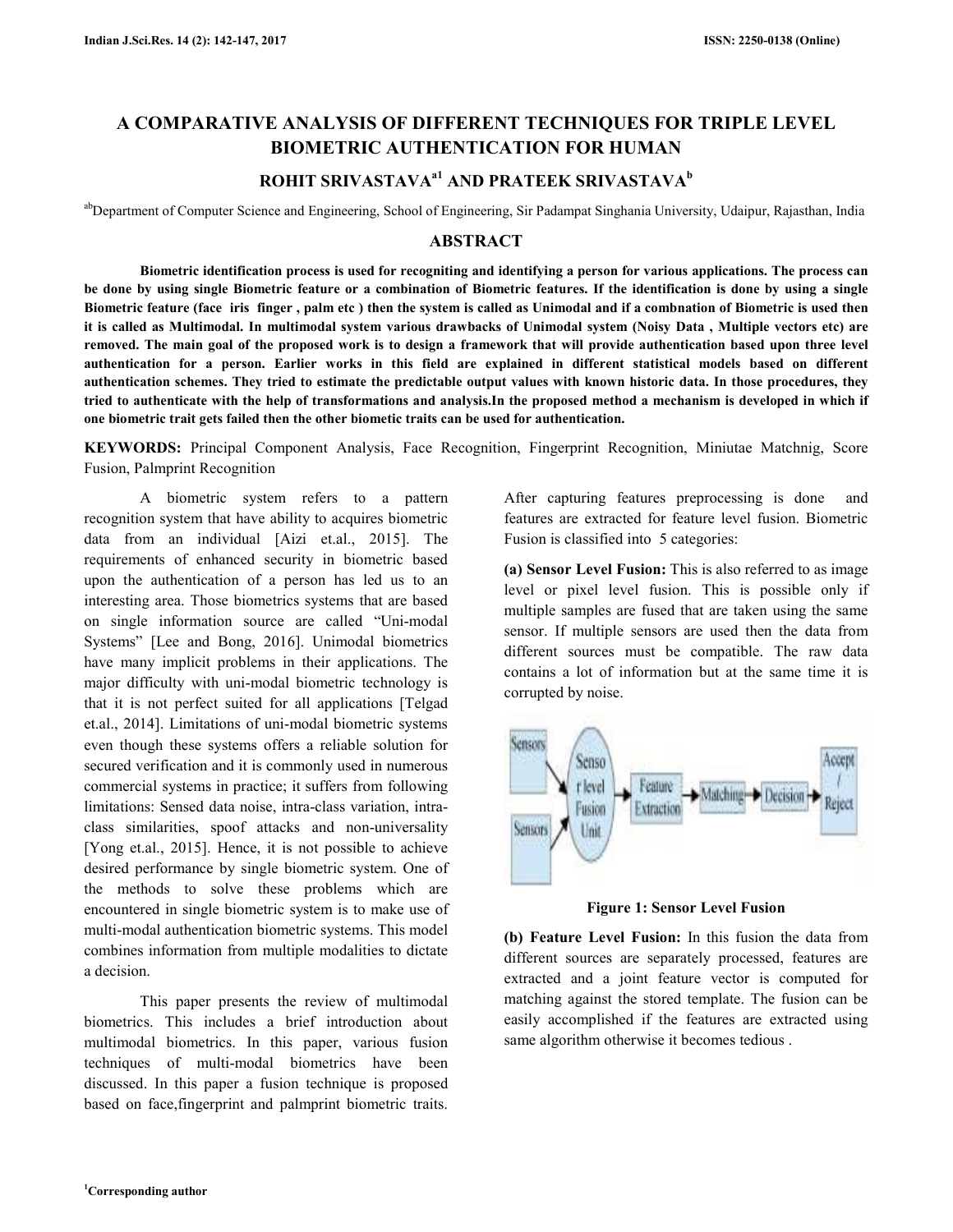# A COMPARATIVE ANALYSIS OF DIFFERENT TECHNIQUES FOR TRIPLE LEVEL BIOMETRIC AUTHENTICATION FOR HUMAN

**ROHIT SRIVASTAVA[a1] AND PRATEEK SRIVASTAVA[b]**

[ab]Department of Computer Science and Engineering, School of Engineering, Sir Padampat Singhania University, Udaipur, Rajasthan, India

## ABSTRACT

**Biometric identification process is used for recogniting and identifying a person for various applications. The process can be done by using single Biometric feature or a combination of Biometric features. If the identification is done by using a single Biometric feature (face iris finger , palm etc ) then the system is called as Unimodal and if a combnation of Biometric is used then it is called as Multimodal. In multimodal system various drawbacks of Unimodal system (Noisy Data , Multiple vectors etc) are removed. The main goal of the proposed work is to design a framework that will provide authentication based upon three level authentication for a person. Earlier works in this field are explained in different statistical models based on different authentication schemes. They tried to estimate the predictable output values with known historic data. In those procedures, they tried to authenticate with the help of transformations and analysis.In the proposed method a mechanism is developed in which if one biometric trait gets failed then the other biometic traits can be used for authentication.**

**KEYWORDS:** Principal Component Analysis, Face Recognition, Fingerprint Recognition, Miniutae Matchnig, Score Fusion, Palmprint Recognition

A biometric system refers to a pattern recognition system that have ability to acquires biometric data from an individual [Aizi et.al., 2015]. The requirements of enhanced security in biometric based upon the authentication of a person has led us to an interesting area. Those biometrics systems that are based on single information source are called "Uni-modal Systems" [Lee and Bong, 2016]. Unimodal biometrics have many implicit problems in their applications. The major difficulty with uni-modal biometric technology is that it is not perfect suited for all applications [Telgad et.al., 2014]. Limitations of uni-modal biometric systems even though these systems offers a reliable solution for secured verification and it is commonly used in numerous commercial systems in practice; it suffers from following limitations: Sensed data noise, intra-class variation, intra-class similarities, spoof attacks and non-universality [Yong et.al., 2015]. Hence, it is not possible to achieve desired performance by single biometric system. One of the methods to solve these problems which are encountered in single biometric system is to make use of multi-modal authentication biometric systems. This model combines information from multiple modalities to dictate a decision.

This paper presents the review of multimodal biometrics. This includes a brief introduction about multimodal biometrics. In this paper, various fusion techniques of multi-modal biometrics have been discussed. In this paper a fusion technique is proposed based on face,fingerprint and palmprint biometric traits. After capturing features preprocessing is done and features are extracted for feature level fusion. Biometric Fusion is classified into 5 categories:

**(a) Sensor Level Fusion:** This is also referred to as image level or pixel level fusion. This is possible only if multiple samples are fused that are taken using the same sensor. If multiple sensors are used then the data from different sources must be compatible. The raw data contains a lot of information but at the same time it is corrupted by noise.

**Figure 1: Sensor Level Fusion**

**(b) Feature Level Fusion:** In this fusion the data from different sources are separately processed, features are extracted and a joint feature vector is computed for matching against the stored template. The fusion can be easily accomplished if the features are extracted using same algorithm otherwise it becomes tedious .

[1]Corresponding author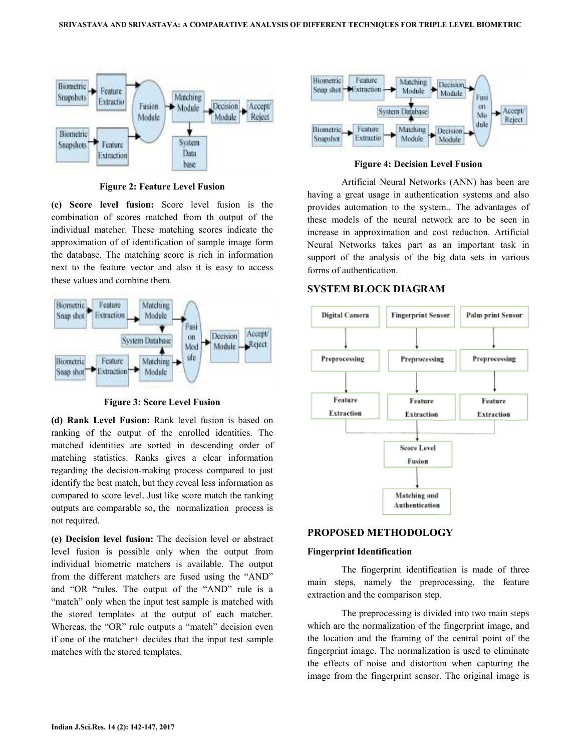Figure 2: Feature Level Fusion

**(c) Score level fusion:** Score level fusion is the combination of scores matched from th output of the individual matcher. These matching scores indicate the approximation of of identification of sample image form the database. The matching score is rich in information next to the feature vector and also it is easy to access these values and combine them.

Figure 3: Score Level Fusion

**(d) Rank Level Fusion:** Rank level fusion is based on ranking of the output of the enrolled identities. The matched identities are sorted in descending order of matching statistics. Ranks gives a clear information regarding the decision-making process compared to just identify the best match, but they reveal less information as compared to score level. Just like score match the ranking outputs are comparable so, the normalization process is not required.

**(e) Decision level fusion:** The decision level or abstract level fusion is possible only when the output from individual biometric matchers is available. The output from the different matchers are fused using the "AND" and "OR "rules. The output of the "AND" rule is a "match" only when the input test sample is matched with the stored templates at the output of each matcher. Whereas, the "OR" rule outputs a "match" decision even if one of the matcher+ decides that the input test sample matches with the stored templates.

Figure 4: Decision Level Fusion

Artificial Neural Networks (ANN) has been are having a great usage in authentication systems and also provides automation to the system.. The advantages of these models of the neural network are to be seen in increase in approximation and cost reduction. Artificial Neural Networks takes part as an important task in support of the analysis of the big data sets in various forms of authentication.

## SYSTEM BLOCK DIAGRAM

## PROPOSED METHODOLOGY

### Fingerprint Identification

The fingerprint identification is made of three main steps, namely the preprocessing, the feature extraction and the comparison step.

The preprocessing is divided into two main steps which are the normalization of the fingerprint image, and the location and the framing of the central point of the fingerprint image. The normalization is used to eliminate the effects of noise and distortion when capturing the image from the fingerprint sensor. The original image is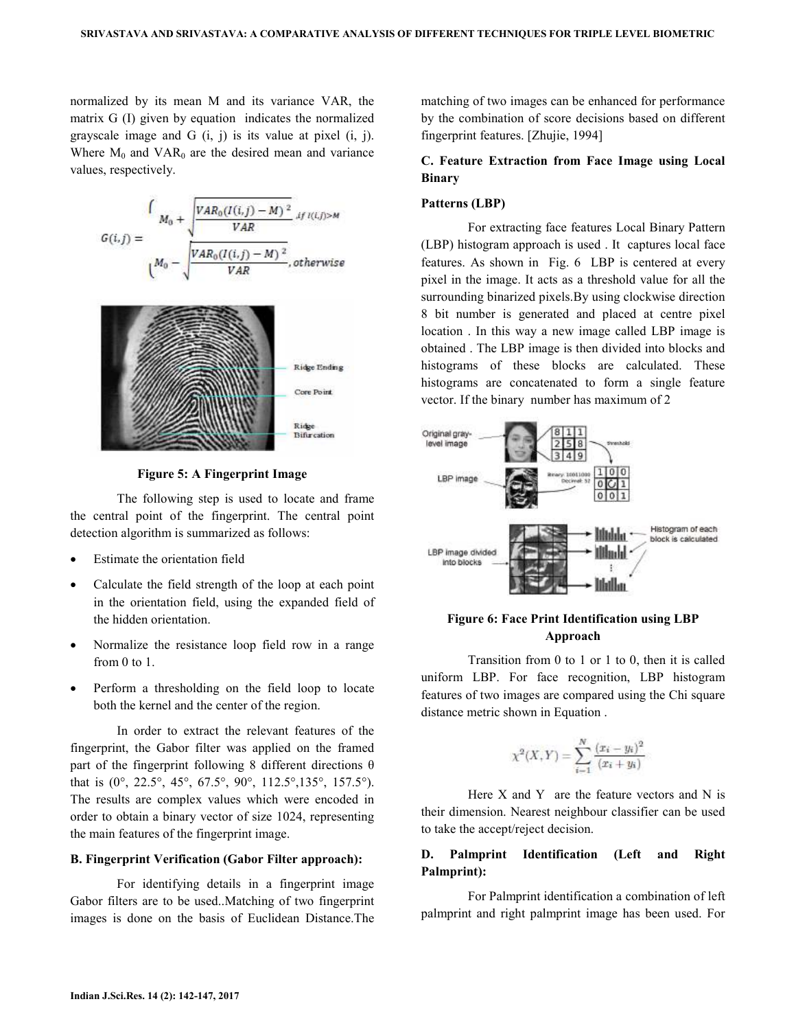normalized by its mean M and its variance VAR, the matrix G (I) given by equation indicates the normalized grayscale image and G (i, j) is its value at pixel (i, j). Where $M_0$ and $VAR_0$ are the desired mean and variance values, respectively.

$$G(i,j) = \begin{cases} M_0 + \sqrt{\dfrac{VAR_0(I(i,j) - M)^2}{VAR}}, & if\ I(i,j) > M \\ M_0 - \sqrt{\dfrac{VAR_0(I(i,j) - M)^2}{VAR}}, & otherwise \end{cases}$$

**Figure 5: A Fingerprint Image**

The following step is used to locate and frame the central point of the fingerprint. The central point detection algorithm is summarized as follows:

- Estimate the orientation field
- Calculate the field strength of the loop at each point in the orientation field, using the expanded field of the hidden orientation.
- Normalize the resistance loop field row in a range from 0 to 1.
- Perform a thresholding on the field loop to locate both the kernel and the center of the region.

In order to extract the relevant features of the fingerprint, the Gabor filter was applied on the framed part of the fingerprint following 8 different directions θ that is (0°, 22.5°, 45°, 67.5°, 90°, 112.5°,135°, 157.5°). The results are complex values which were encoded in order to obtain a binary vector of size 1024, representing the main features of the fingerprint image.

### B. Fingerprint Verification (Gabor Filter approach):

For identifying details in a fingerprint image Gabor filters are to be used..Matching of two fingerprint images is done on the basis of Euclidean Distance.The matching of two images can be enhanced for performance by the combination of score decisions based on different fingerprint features. [Zhujie, 1994]

### C. Feature Extraction from Face Image using Local Binary Patterns (LBP)

For extracting face features Local Binary Pattern (LBP) histogram approach is used . It captures local face features. As shown in Fig. 6 LBP is centered at every pixel in the image. It acts as a threshold value for all the surrounding binarized pixels.By using clockwise direction 8 bit number is generated and placed at centre pixel location . In this way a new image called LBP image is obtained . The LBP image is then divided into blocks and histograms of these blocks are calculated. These histograms are concatenated to form a single feature vector. If the binary number has maximum of 2

**Figure 6: Face Print Identification using LBP Approach**

Transition from 0 to 1 or 1 to 0, then it is called uniform LBP. For face recognition, LBP histogram features of two images are compared using the Chi square distance metric shown in Equation .

$$\chi^2(X,Y) = \sum_{i=1}^{N} \frac{(x_i - y_i)^2}{(x_i + y_i)}$$

Here X and Y are the feature vectors and N is their dimension. Nearest neighbour classifier can be used to take the accept/reject decision.

### D. Palmprint Identification (Left and Right Palmprint):

For Palmprint identification a combination of left palmprint and right palmprint image has been used. For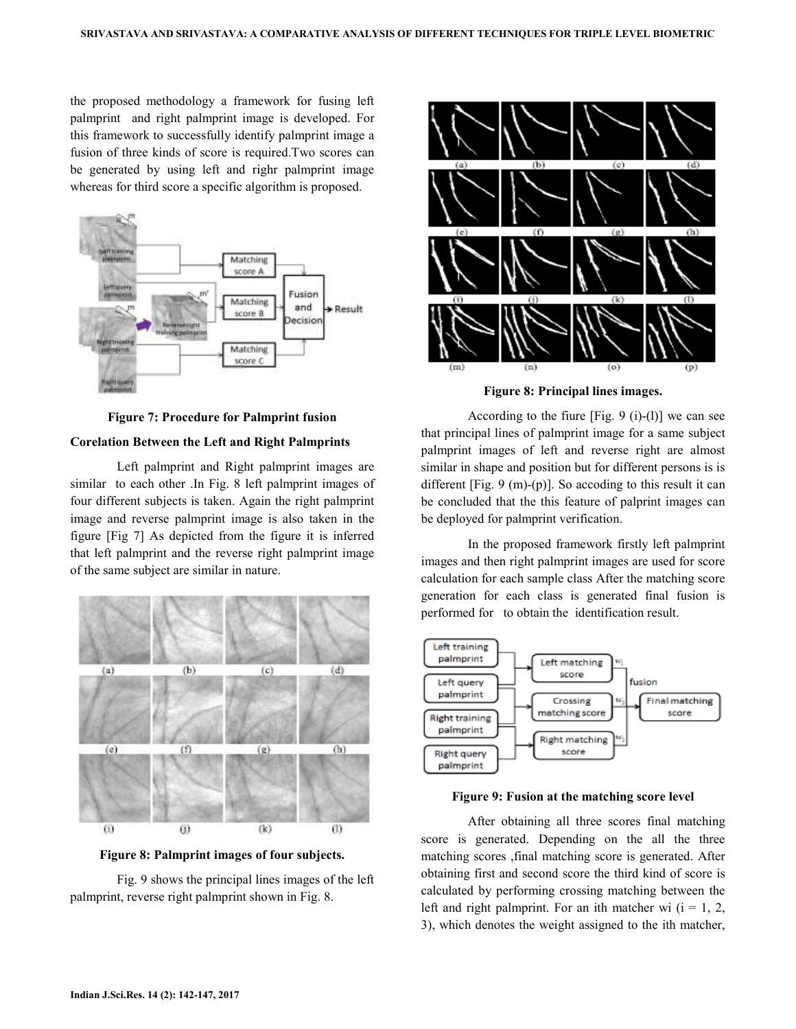the proposed methodology a framework for fusing left palmprint and right palmprint image is developed. For this framework to successfully identify palmprint image a fusion of three kinds of score is required.Two scores can be generated by using left and righr palmprint image whereas for third score a specific algorithm is proposed.

**Figure 7: Procedure for Palmprint fusion**

**Corelation Between the Left and Right Palmprints**

Left palmprint and Right palmprint images are similar to each other .In Fig. 8 left palmprint images of four different subjects is taken. Again the right palmprint image and reverse palmprint image is also taken in the figure [Fig 7] As depicted from the figure it is inferred that left palmprint and the reverse right palmprint image of the same subject are similar in nature.

**Figure 8: Palmprint images of four subjects.**

Fig. 9 shows the principal lines images of the left palmprint, reverse right palmprint shown in Fig. 8.

**Figure 8: Principal lines images.**

According to the fiure [Fig. 9 (i)-(l)] we can see that principal lines of palmprint image for a same subject palmprint images of left and reverse right are almost similar in shape and position but for different persons is is different [Fig. 9 (m)-(p)]. So accoding to this result it can be concluded that the this feature of palprint images can be deployed for palmprint verification.

In the proposed framework firstly left palmprint images and then right palmprint images are used for score calculation for each sample class After the matching score generation for each class is generated final fusion is performed for to obtain the identification result.

**Figure 9: Fusion at the matching score level**

After obtaining all three scores final matching score is generated. Depending on the all the three matching scores ,final matching score is generated. After obtaining first and second score the third kind of score is calculated by performing crossing matching between the left and right palmprint. For an ith matcher $w_i$ ($i = 1, 2, 3$), which denotes the weight assigned to the ith matcher,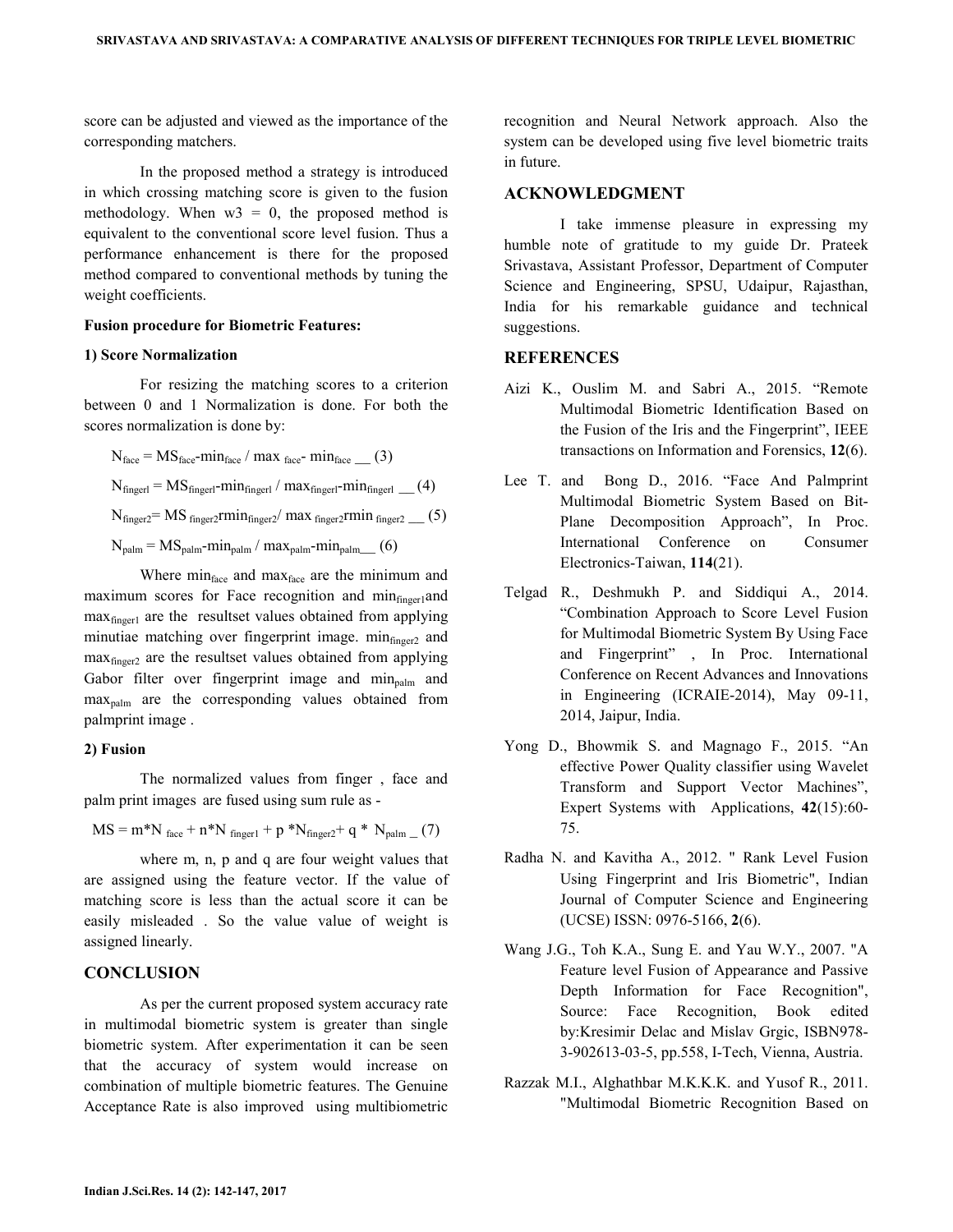score can be adjusted and viewed as the importance of the corresponding matchers.

In the proposed method a strategy is introduced in which crossing matching score is given to the fusion methodology. When w3 = 0, the proposed method is equivalent to the conventional score level fusion. Thus a performance enhancement is there for the proposed method compared to conventional methods by tuning the weight coefficients.

**Fusion procedure for Biometric Features:**

**1) Score Normalization**

For resizing the matching scores to a criterion between 0 and 1 Normalization is done. For both the scores normalization is done by:

$N_{face} = MS_{face}\text{-}min_{face} / max_{face}\text{-} min_{face}$ __ (3)

$N_{fingerl} = MS_{fingerl}\text{-}min_{fingerl} / max_{fingerl}\text{-}min_{fingerl}$ __ (4)

$N_{finger2} = MS_{finger2}rmin_{finger2} / max_{finger2}rmin_{finger2}$ __ (5)

$N_{palm} = MS_{palm}\text{-}min_{palm} / max_{palm}\text{-}min_{palm}$__ (6)

Where $min_{face}$ and $max_{face}$ are the minimum and maximum scores for Face recognition and $min_{finger1}$and $max_{finger1}$ are the resultset values obtained from applying minutiae matching over fingerprint image. $min_{finger2}$ and $max_{finger2}$ are the resultset values obtained from applying Gabor filter over fingerprint image and $min_{palm}$ and $max_{palm}$ are the corresponding values obtained from palmprint image .

**2) Fusion**

The normalized values from finger , face and palm print images are fused using sum rule as -

$MS = m*N_{face} + n*N_{finger1} + p*N_{finger2} + q * N_{palm}$ _ (7)

where m, n, p and q are four weight values that are assigned using the feature vector. If the value of matching score is less than the actual score it can be easily misleaded . So the value value of weight is assigned linearly.

## CONCLUSION

As per the current proposed system accuracy rate in multimodal biometric system is greater than single biometric system. After experimentation it can be seen that the accuracy of system would increase on combination of multiple biometric features. The Genuine Acceptance Rate is also improved using multibiometric recognition and Neural Network approach. Also the system can be developed using five level biometric traits in future.

## ACKNOWLEDGMENT

I take immense pleasure in expressing my humble note of gratitude to my guide Dr. Prateek Srivastava, Assistant Professor, Department of Computer Science and Engineering, SPSU, Udaipur, Rajasthan, India for his remarkable guidance and technical suggestions.

## REFERENCES

Aizi K., Ouslim M. and Sabri A., 2015. "Remote Multimodal Biometric Identification Based on the Fusion of the Iris and the Fingerprint", IEEE transactions on Information and Forensics, **12**(6).

Lee T. and Bong D., 2016. "Face And Palmprint Multimodal Biometric System Based on Bit-Plane Decomposition Approach", In Proc. International Conference on Consumer Electronics-Taiwan, **114**(21).

Telgad R., Deshmukh P. and Siddiqui A., 2014. "Combination Approach to Score Level Fusion for Multimodal Biometric System By Using Face and Fingerprint" , In Proc. International Conference on Recent Advances and Innovations in Engineering (ICRAIE-2014), May 09-11, 2014, Jaipur, India.

Yong D., Bhowmik S. and Magnago F., 2015. "An effective Power Quality classifier using Wavelet Transform and Support Vector Machines", Expert Systems with Applications, **42**(15):60-75.

Radha N. and Kavitha A., 2012. " Rank Level Fusion Using Fingerprint and Iris Biometric", Indian Journal of Computer Science and Engineering (UCSE) ISSN: 0976-5166, **2**(6).

Wang J.G., Toh K.A., Sung E. and Yau W.Y., 2007. "A Feature level Fusion of Appearance and Passive Depth Information for Face Recognition", Source: Face Recognition, Book edited by:Kresimir Delac and Mislav Grgic, ISBN978-3-902613-03-5, pp.558, I-Tech, Vienna, Austria.

Razzak M.I., Alghathbar M.K.K.K. and Yusof R., 2011. "Multimodal Biometric Recognition Based on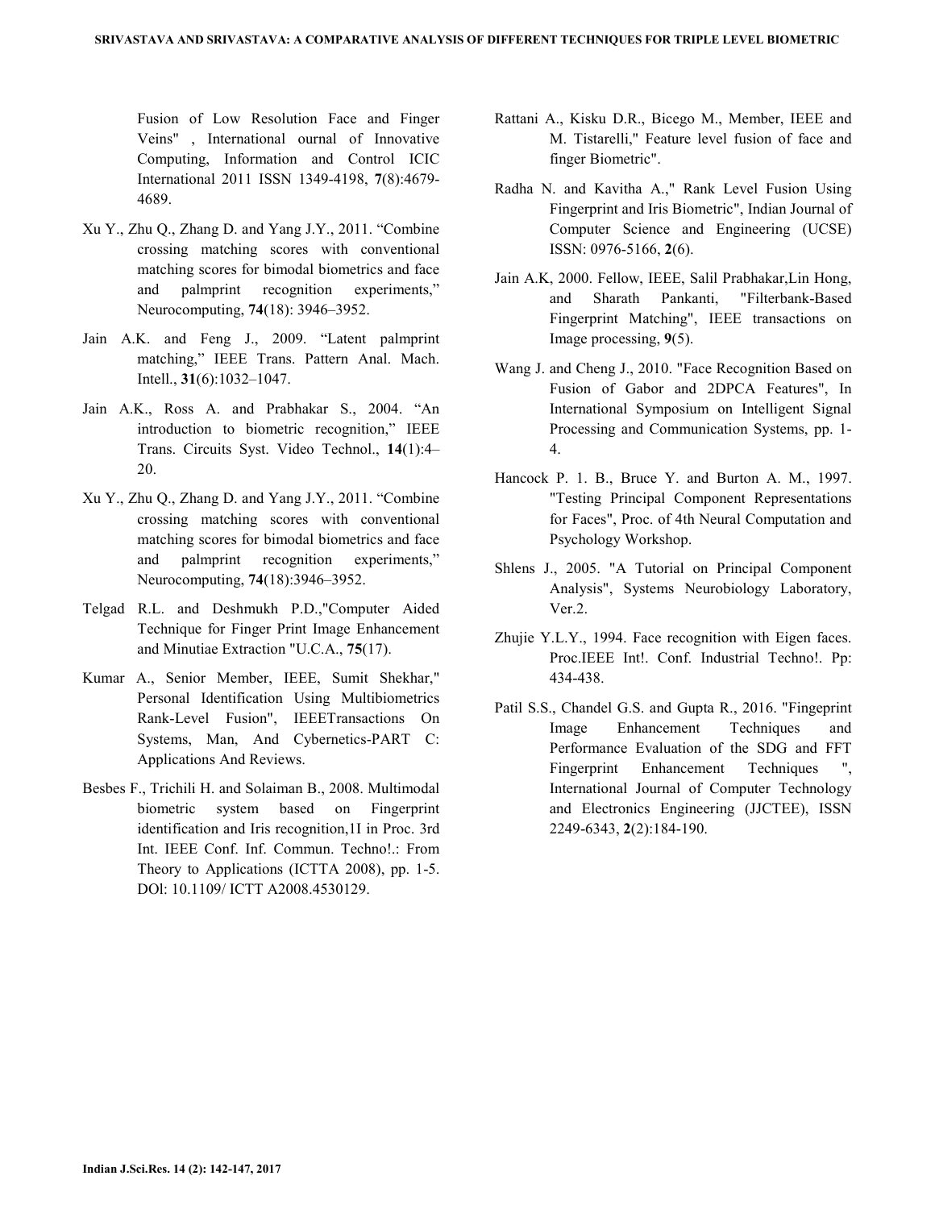Fusion of Low Resolution Face and Finger Veins" , International ournal of Innovative Computing, Information and Control ICIC International 2011 ISSN 1349-4198, **7**(8):4679-4689.

Xu Y., Zhu Q., Zhang D. and Yang J.Y., 2011. “Combine crossing matching scores with conventional matching scores for bimodal biometrics and face and palmprint recognition experiments,” Neurocomputing, **74**(18): 3946–3952.

Jain A.K. and Feng J., 2009. “Latent palmprint matching,” IEEE Trans. Pattern Anal. Mach. Intell., **31**(6):1032–1047.

Jain A.K., Ross A. and Prabhakar S., 2004. “An introduction to biometric recognition,” IEEE Trans. Circuits Syst. Video Technol., **14**(1):4–20.

Xu Y., Zhu Q., Zhang D. and Yang J.Y., 2011. “Combine crossing matching scores with conventional matching scores for bimodal biometrics and face and palmprint recognition experiments,” Neurocomputing, **74**(18):3946–3952.

Telgad R.L. and Deshmukh P.D.,"Computer Aided Technique for Finger Print Image Enhancement and Minutiae Extraction "U.C.A., **75**(17).

Kumar A., Senior Member, IEEE, Sumit Shekhar," Personal Identification Using Multibiometrics Rank-Level Fusion", IEEETransactions On Systems, Man, And Cybernetics-PART C: Applications And Reviews.

Besbes F., Trichili H. and Solaiman B., 2008. Multimodal biometric system based on Fingerprint identification and Iris recognition,1I in Proc. 3rd Int. IEEE Conf. Inf. Commun. Techno!.: From Theory to Applications (ICTTA 2008), pp. 1-5. DOl: 10.1109/ ICTT A2008.4530129.

Rattani A., Kisku D.R., Bicego M., Member, IEEE and M. Tistarelli," Feature level fusion of face and finger Biometric".

Radha N. and Kavitha A.," Rank Level Fusion Using Fingerprint and Iris Biometric", Indian Journal of Computer Science and Engineering (UCSE) ISSN: 0976-5166, **2**(6).

Jain A.K, 2000. Fellow, IEEE, Salil Prabhakar,Lin Hong, and Sharath Pankanti, "Filterbank-Based Fingerprint Matching", IEEE transactions on Image processing, **9**(5).

Wang J. and Cheng J., 2010. "Face Recognition Based on Fusion of Gabor and 2DPCA Features", In International Symposium on Intelligent Signal Processing and Communication Systems, pp. 1-4.

Hancock P. 1. B., Bruce Y. and Burton A. M., 1997. "Testing Principal Component Representations for Faces", Proc. of 4th Neural Computation and Psychology Workshop.

Shlens J., 2005. "A Tutorial on Principal Component Analysis", Systems Neurobiology Laboratory, Ver.2.

Zhujie Y.L.Y., 1994. Face recognition with Eigen faces. Proc.IEEE Int!. Conf. Industrial Techno!. Pp: 434-438.

Patil S.S., Chandel G.S. and Gupta R., 2016. "Fingeprint Image Enhancement Techniques and Performance Evaluation of the SDG and FFT Fingerprint Enhancement Techniques ", International Journal of Computer Technology and Electronics Engineering (JJCTEE), ISSN 2249-6343, **2**(2):184-190.